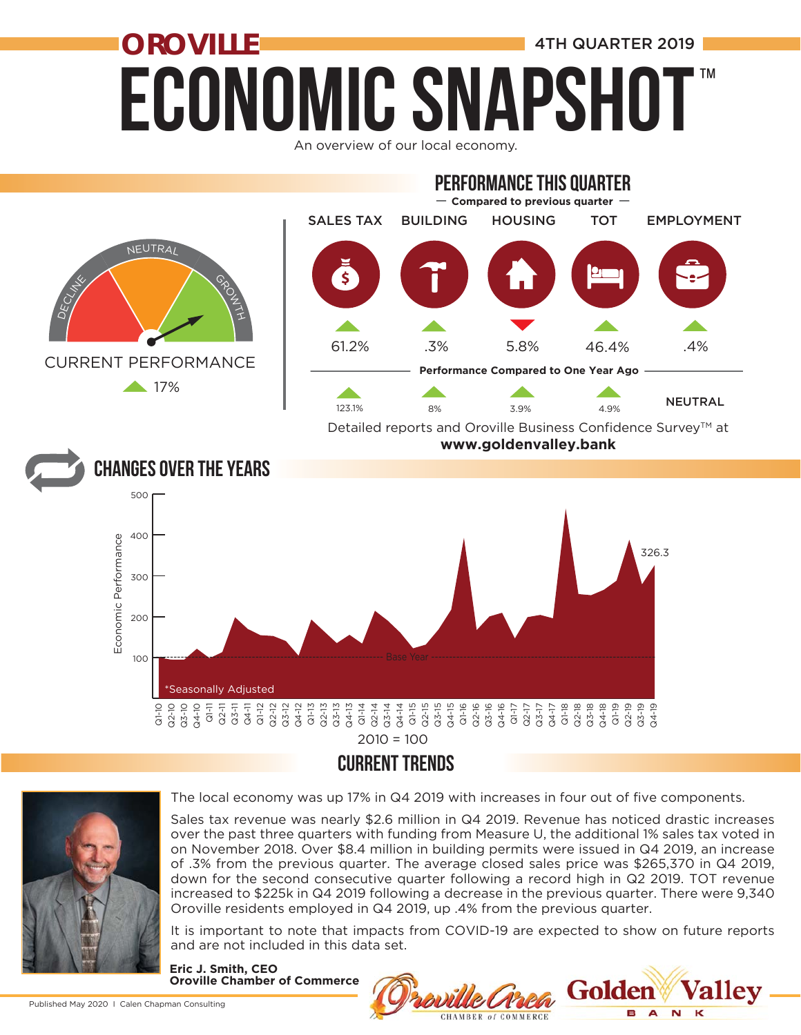# OROVILLE ECONOMIC SNAPSHOT™

**4TH QUARTER 2019**

An overview of our local economy.

## PERFORMANCE THIS QUARTER

— Compared to previous quarter —

CURRENT PERFORMANCE
▲ 17%

| | SALES TAX | BUILDING | HOUSING | TOT | EMPLOYMENT |
|---|---|---|---|---|---|
| Compared to previous quarter | ▲ 61.2% | ▲ .3% | ▼ 5.8% | ▲ 46.4% | ▲ .4% |
| Performance Compared to One Year Ago | ▲ 123.1% | ▲ 8% | ▲ 3.9% | ▲ 4.9% | NEUTRAL |

Detailed reports and Oroville Business Confidence Survey™ at **www.goldenvalley.bank**

## CHANGES OVER THE YEARS

Economic Performance (Q1-10 to Q4-19): 326.3 in Q4-19

*Seasonally Adjusted

2010 = 100

## CURRENT TRENDS

The local economy was up 17% in Q4 2019 with increases in four out of five components.

Sales tax revenue was nearly $2.6 million in Q4 2019. Revenue has noticed drastic increases over the past three quarters with funding from Measure U, the additional 1% sales tax voted in on November 2018. Over $8.4 million in building permits were issued in Q4 2019, an increase of .3% from the previous quarter. The average closed sales price was $265,370 in Q4 2019, down for the second consecutive quarter following a record high in Q2 2019. TOT revenue increased to $225k in Q4 2019 following a decrease in the previous quarter. There were 9,340 Oroville residents employed in Q4 2019, up .4% from the previous quarter.

It is important to note that impacts from COVID-19 are expected to show on future reports and are not included in this data set.

**Eric J. Smith, CEO**
**Oroville Chamber of Commerce**

Published May 2020 I Calen Chapman Consulting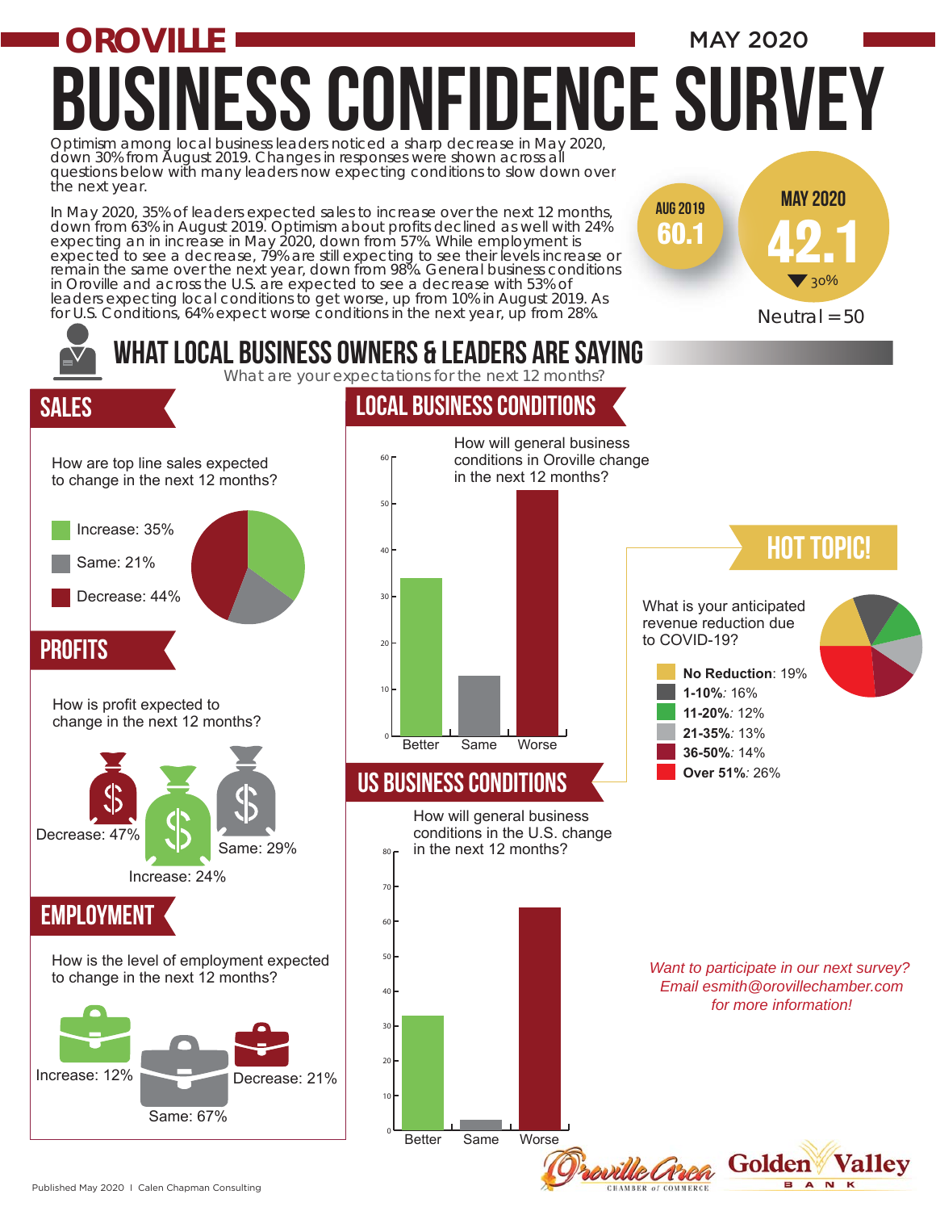# OROVILLE BUSINESS CONFIDENCE SURVEY

MAY 2020

Optimism among local business leaders noticed a sharp decrease in May 2020, down 30% from August 2019. Changes in responses were shown across all questions below with many leaders now expecting conditions to slow down over the next year.

In May 2020, 35% of leaders expected sales to increase over the next 12 months, down from 63% in August 2019. Optimism about profits declined as well with 24% expecting an in increase in May 2020, down from 57%. While employment is expected to see a decrease, 79% are still expecting to see their levels increase or remain the same over the next year, down from 98%. General business conditions in Oroville and across the U.S. are expected to see a decrease with 53% of leaders expecting local conditions to get worse, up from 10% in August 2019. As for U.S. Conditions, 64% expect worse conditions in the next year, up from 28%.

AUG 2019: **60.1**

MAY 2020: **42.1** ▼ 30%

Neutral = 50

## WHAT LOCAL BUSINESS OWNERS & LEADERS ARE SAYING

What are your expectations for the next 12 months?

### SALES

How are top line sales expected to change in the next 12 months?

- Increase: 35%
- Same: 21%
- Decrease: 44%

### PROFITS

How is profit expected to change in the next 12 months?

- Decrease: 47%
- Increase: 24%
- Same: 29%

### EMPLOYMENT

How is the level of employment expected to change in the next 12 months?

- Increase: 12%
- Same: 67%
- Decrease: 21%

### LOCAL BUSINESS CONDITIONS

How will general business conditions in Oroville change in the next 12 months?

| Response | Approx. % |
|---|---|
| Better | 34 |
| Same | 13 |
| Worse | 53 |

### US BUSINESS CONDITIONS

How will general business conditions in the U.S. change in the next 12 months?

| Response | Approx. % |
|---|---|
| Better | 33 |
| Same | 3 |
| Worse | 64 |

### HOT TOPIC!

What is your anticipated revenue reduction due to COVID-19?

- **No Reduction**: 19%
- **1-10%**: 16%
- **11-20%**: 12%
- **21-35%**: 13%
- **36-50%**: 14%
- **Over 51%**: 26%

*Want to participate in our next survey? Email esmith@orovillechamber.com for more information!*

Oroville Area Chamber of Commerce | Golden Valley Bank

Published May 2020 | Calen Chapman Consulting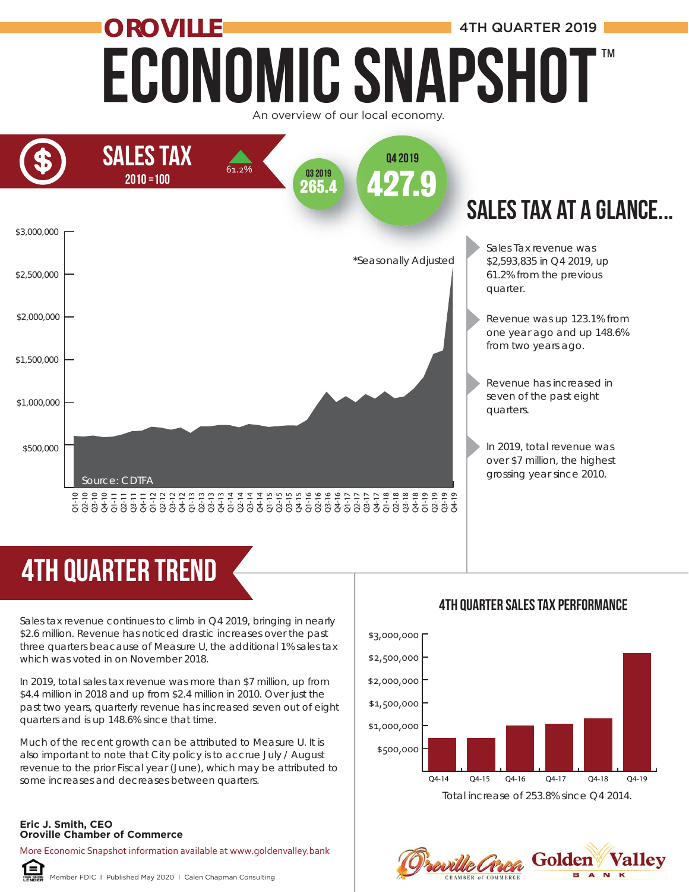# OROVILLE ECONOMIC SNAPSHOT™

4TH QUARTER 2019

An overview of our local economy.

## SALES TAX

2010 = 100

▲ 61.2%

Q3 2019: 265.4

Q4 2019: 427.9

*Seasonally Adjusted

Source: CDTFA

## SALES TAX AT A GLANCE...

- Sales Tax revenue was $2,593,835 in Q4 2019, up 61.2% from the previous quarter.
- Revenue was up 123.1% from one year ago and up 148.6% from two years ago.
- Revenue has increased in seven of the past eight quarters.
- In 2019, total revenue was over $7 million, the highest grossing year since 2010.

## 4TH QUARTER TREND

Sales tax revenue continues to climb in Q4 2019, bringing in nearly $2.6 million. Revenue has noticed drastic increases over the past three quarters beacause of Measure U, the additional 1% sales tax which was voted in on November 2018.

In 2019, total sales tax revenue was more than $7 million, up from $4.4 million in 2018 and up from $2.4 million in 2010. Over just the past two years, quarterly revenue has increased seven out of eight quarters and is up 148.6% since that time.

Much of the recent growth can be attributed to Measure U. It is also important to note that City policy is to accrue July / August revenue to the prior Fiscal year (June), which may be attributed to some increases and decreases between quarters.

### 4TH QUARTER SALES TAX PERFORMANCE

Total increase of 253.8% since Q4 2014.

**Eric J. Smith, CEO**
**Oroville Chamber of Commerce**

More Economic Snapshot information available at www.goldenvalley.bank

Member FDIC | Published May 2020 | Calen Chapman Consulting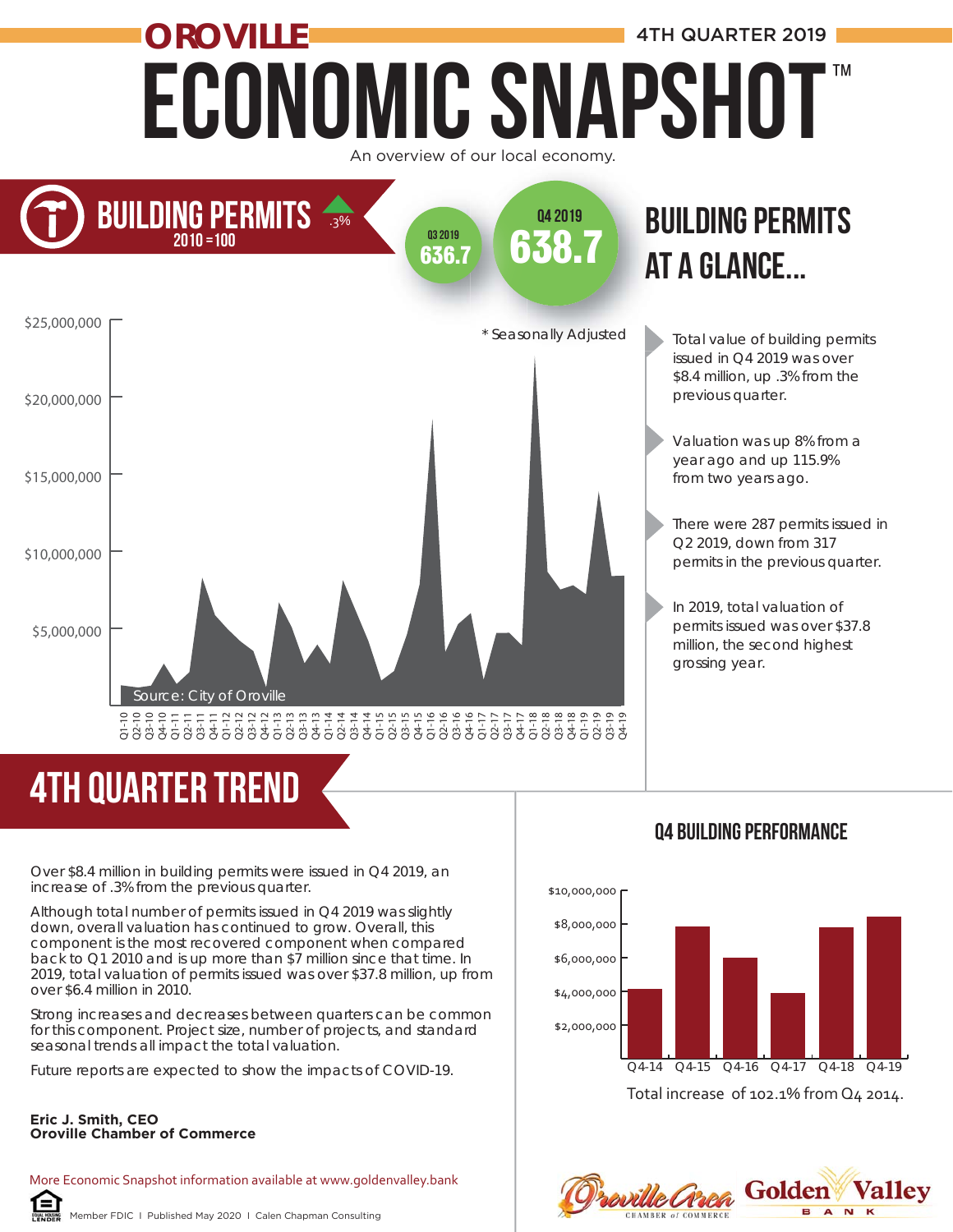# OROVILLE ECONOMIC SNAPSHOT™

4TH QUARTER 2019

An overview of our local economy.

## BUILDING PERMITS

2010 = 100

.3%

Q3 2019: 636.7

Q4 2019: 638.7

* Seasonally Adjusted

Source: City of Oroville

## BUILDING PERMITS AT A GLANCE...

- Total value of building permits issued in Q4 2019 was over $8.4 million, up .3% from the previous quarter.
- Valuation was up 8% from a year ago and up 115.9% from two years ago.
- There were 287 permits issued in Q2 2019, down from 317 permits in the previous quarter.
- In 2019, total valuation of permits issued was over $37.8 million, the second highest grossing year.

## 4TH QUARTER TREND

Over $8.4 million in building permits were issued in Q4 2019, an increase of .3% from the previous quarter.

Although total number of permits issued in Q4 2019 was slightly down, overall valuation has continued to grow. Overall, this component is the most recovered component when compared back to Q1 2010 and is up more than $7 million since that time. In 2019, total valuation of permits issued was over $37.8 million, up from over $6.4 million in 2010.

Strong increases and decreases between quarters can be common for this component. Project size, number of projects, and standard seasonal trends all impact the total valuation.

Future reports are expected to show the impacts of COVID-19.

**Eric J. Smith, CEO**
**Oroville Chamber of Commerce**

## Q4 BUILDING PERFORMANCE

Total increase of 102.1% from Q4 2014.

More Economic Snapshot information available at www.goldenvalley.bank

Member FDIC | Published May 2020 | Calen Chapman Consulting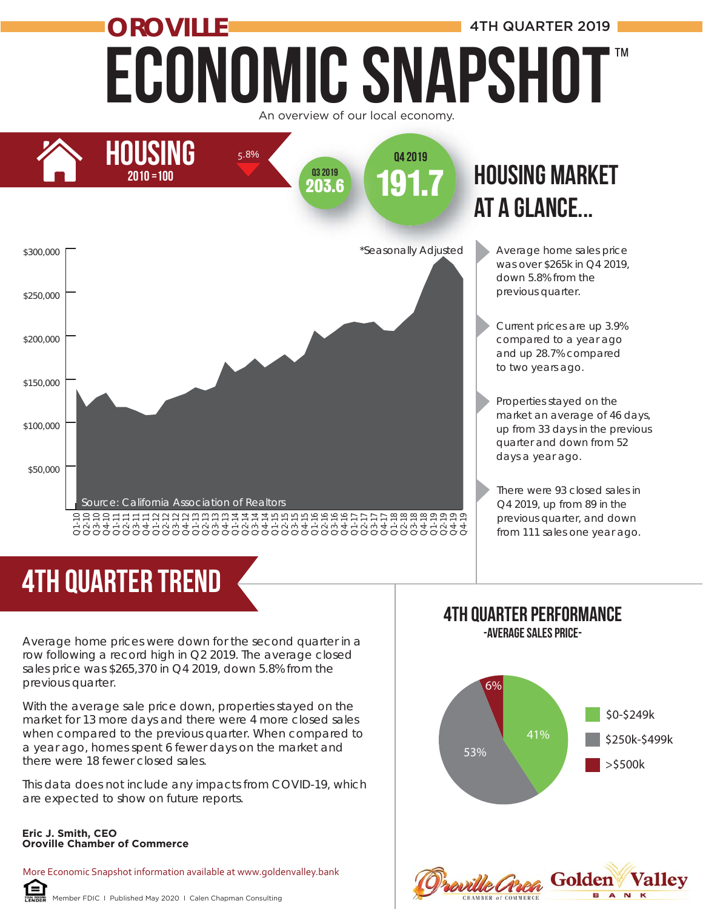# OROVILLE ECONOMIC SNAPSHOT™

4TH QUARTER 2019

An overview of our local economy.

## HOUSING

2010 = 100

5.8%

Q3 2019 **203.6**

Q4 2019 **191.7**

## HOUSING MARKET AT A GLANCE...

*Seasonally Adjusted

Source: California Association of Realtors

- Average home sales price was over $265k in Q4 2019, down 5.8% from the previous quarter.
- Current prices are up 3.9% compared to a year ago and up 28.7% compared to two years ago.
- Properties stayed on the market an average of 46 days, up from 33 days in the previous quarter and down from 52 days a year ago.
- There were 93 closed sales in Q4 2019, up from 89 in the previous quarter, and down from 111 sales one year ago.

## 4TH QUARTER TREND

Average home prices were down for the second quarter in a row following a record high in Q2 2019. The average closed sales price was $265,370 in Q4 2019, down 5.8% from the previous quarter.

With the average sale price down, properties stayed on the market for 13 more days and there were 4 more closed sales when compared to the previous quarter. When compared to a year ago, homes spent 6 fewer days on the market and there were 18 fewer closed sales.

This data does not include any impacts from COVID-19, which are expected to show on future reports.

**Eric J. Smith, CEO**
**Oroville Chamber of Commerce**

## 4TH QUARTER PERFORMANCE

-AVERAGE SALES PRICE-

| Price Range | Share |
| --- | --- |
| $0-$249k | 41% |
| $250k-$499k | 53% |
| >$500k | 6% |

More Economic Snapshot information available at www.goldenvalley.bank

Member FDIC | Published May 2020 | Calen Chapman Consulting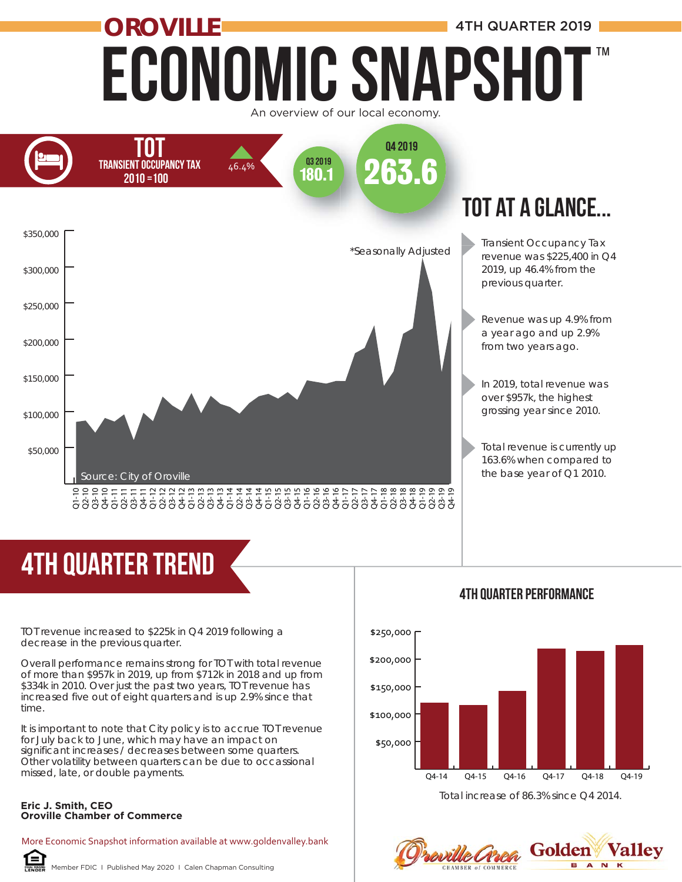# OROVILLE ECONOMIC SNAPSHOT™

4TH QUARTER 2019

An overview of our local economy.

## TOT
TRANSIENT OCCUPANCY TAX
2010 = 100

▲ 46.4%

Q3 2019: **180.1**

Q4 2019: **263.6**

*Seasonally Adjusted

Source: City of Oroville

## TOT AT A GLANCE...

- Transient Occupancy Tax revenue was $225,400 in Q4 2019, up 46.4% from the previous quarter.
- Revenue was up 4.9% from a year ago and up 2.9% from two years ago.
- In 2019, total revenue was over $957k, the highest grossing year since 2010.
- Total revenue is currently up 163.6% when compared to the base year of Q1 2010.

## 4TH QUARTER TREND

TOT revenue increased to $225k in Q4 2019 following a decrease in the previous quarter.

Overall performance remains strong for TOT with total revenue of more than $957k in 2019, up from $712k in 2018 and up from $334k in 2010. Over just the past two years, TOT revenue has increased five out of eight quarters and is up 2.9% since that time.

It is important to note that City policy is to accrue TOT revenue for July back to June, which may have an impact on significant increases / decreases between some quarters. Other volatility between quarters can be due to occasional missed, late, or double payments.

**Eric J. Smith, CEO**
**Oroville Chamber of Commerce**

### 4TH QUARTER PERFORMANCE

Total increase of 86.3% since Q4 2014.

More Economic Snapshot information available at www.goldenvalley.bank

Member FDIC | Published May 2020 | Calen Chapman Consulting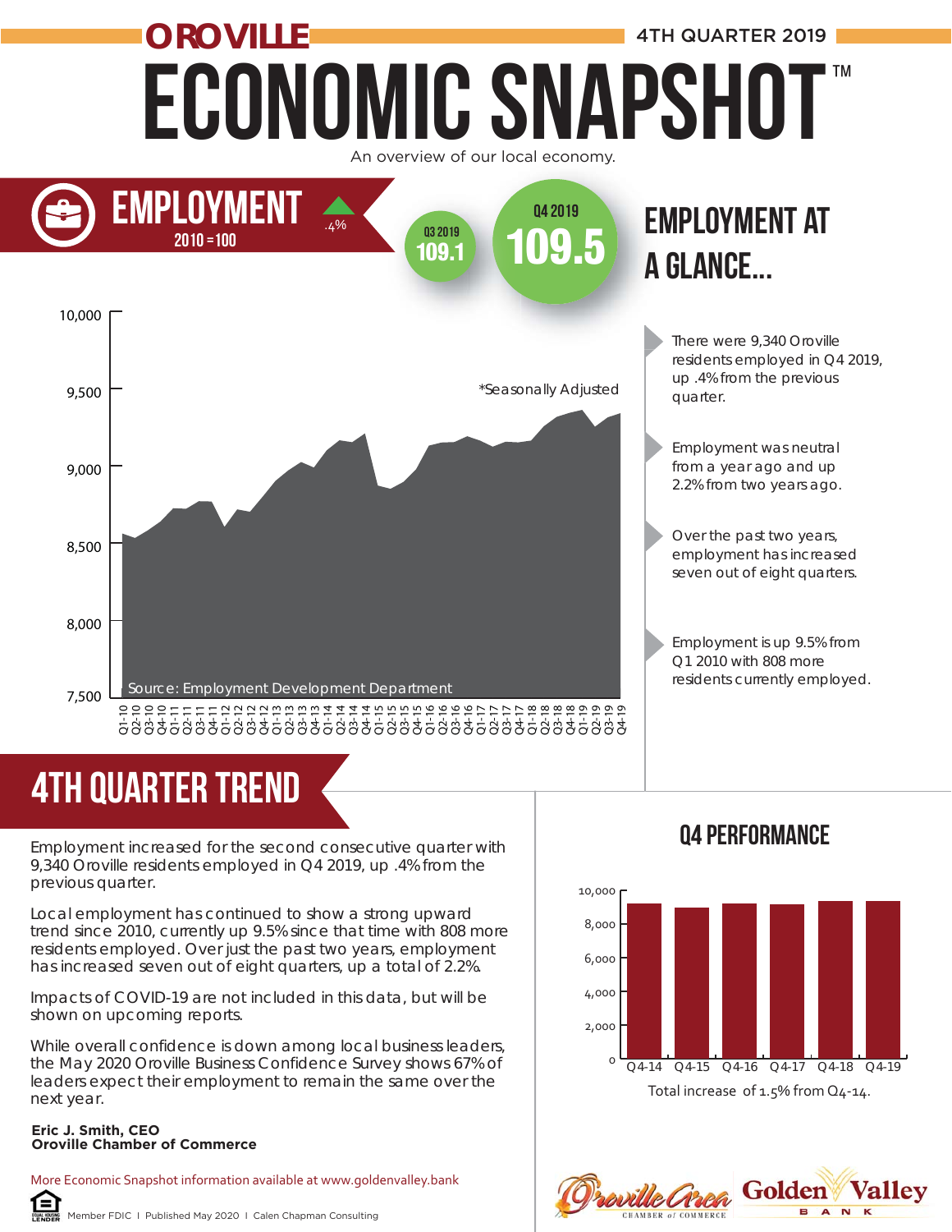# OROVILLE

4TH QUARTER 2019

# ECONOMIC SNAPSHOT™

An overview of our local economy.

## EMPLOYMENT

2010 = 100

.4%

Q3 2019
109.1

Q4 2019
109.5

10,000
9,500
9,000
8,500
8,000
7,500

*Seasonally Adjusted

Source: Employment Development Department

Q1-10 Q2-10 Q3-10 Q4-10 Q1-11 Q2-11 Q3-11 Q4-11 Q1-12 Q2-12 Q3-12 Q4-12 Q1-13 Q2-13 Q3-13 Q4-13 Q1-14 Q2-14 Q3-14 Q4-14 Q1-15 Q2-15 Q3-15 Q4-15 Q1-16 Q2-16 Q3-16 Q4-16 Q1-17 Q2-17 Q3-17 Q4-17 Q1-18 Q2-18 Q3-18 Q4-18 Q1-19 Q2-19 Q3-19 Q4-19

## EMPLOYMENT AT A GLANCE...

- There were 9,340 Oroville residents employed in Q4 2019, up .4% from the previous quarter.
- Employment was neutral from a year ago and up 2.2% from two years ago.
- Over the past two years, employment has increased seven out of eight quarters.
- Employment is up 9.5% from Q1 2010 with 808 more residents currently employed.

## 4TH QUARTER TREND

Employment increased for the second consecutive quarter with 9,340 Oroville residents employed in Q4 2019, up .4% from the previous quarter.

Local employment has continued to show a strong upward trend since 2010, currently up 9.5% since that time with 808 more residents employed. Over just the past two years, employment has increased seven out of eight quarters, up a total of 2.2%.

Impacts of COVID-19 are not included in this data, but will be shown on upcoming reports.

While overall confidence is down among local business leaders, the May 2020 Oroville Business Confidence Survey shows 67% of leaders expect their employment to remain the same over the next year.

**Eric J. Smith, CEO**
**Oroville Chamber of Commerce**

## Q4 PERFORMANCE

10,000
8,000
6,000
4,000
2,000
0

Q4-14 Q4-15 Q4-16 Q4-17 Q4-18 Q4-19

Total increase of 1.5% from Q4-14.

More Economic Snapshot information available at www.goldenvalley.bank

Member FDIC | Published May 2020 | Calen Chapman Consulting

Oroville Area Chamber of Commerce
Golden Valley Bank